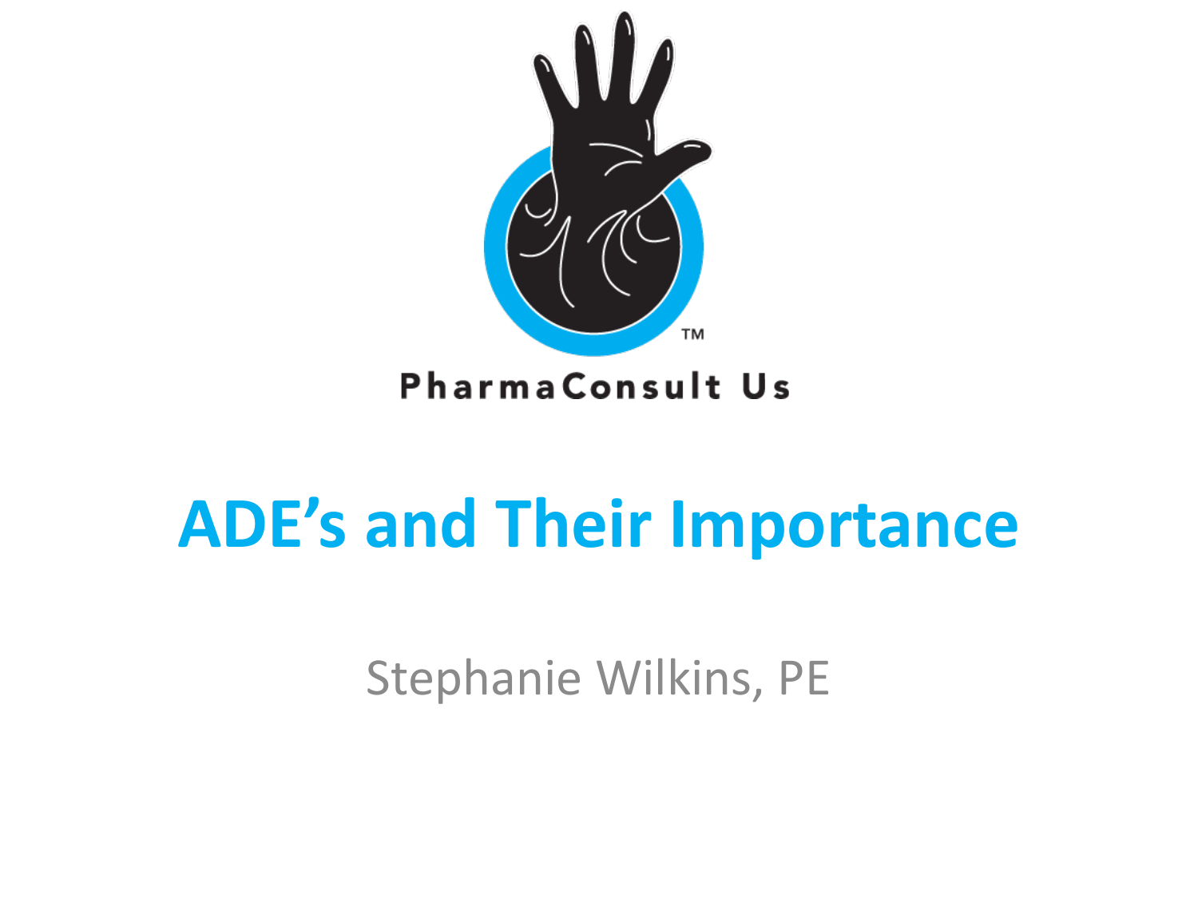PharmaConsult Us

# ADE's and Their Importance

Stephanie Wilkins, PE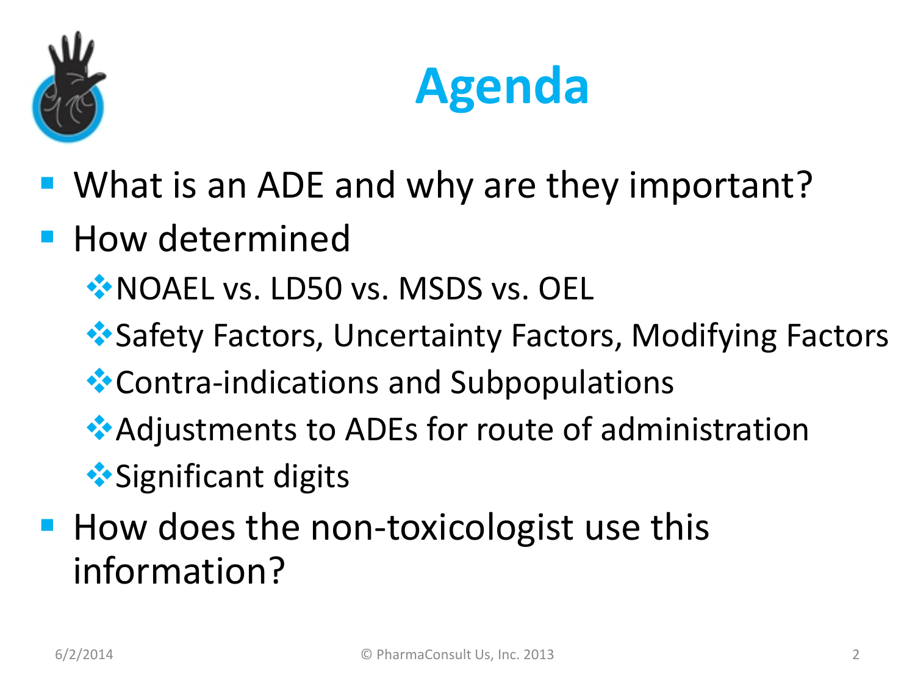# Agenda

- What is an ADE and why are they important?
- How determined
  - NOAEL vs. LD50 vs. MSDS vs. OEL
  - Safety Factors, Uncertainty Factors, Modifying Factors
  - Contra-indications and Subpopulations
  - Adjustments to ADEs for route of administration
  - Significant digits
- How does the non-toxicologist use this information?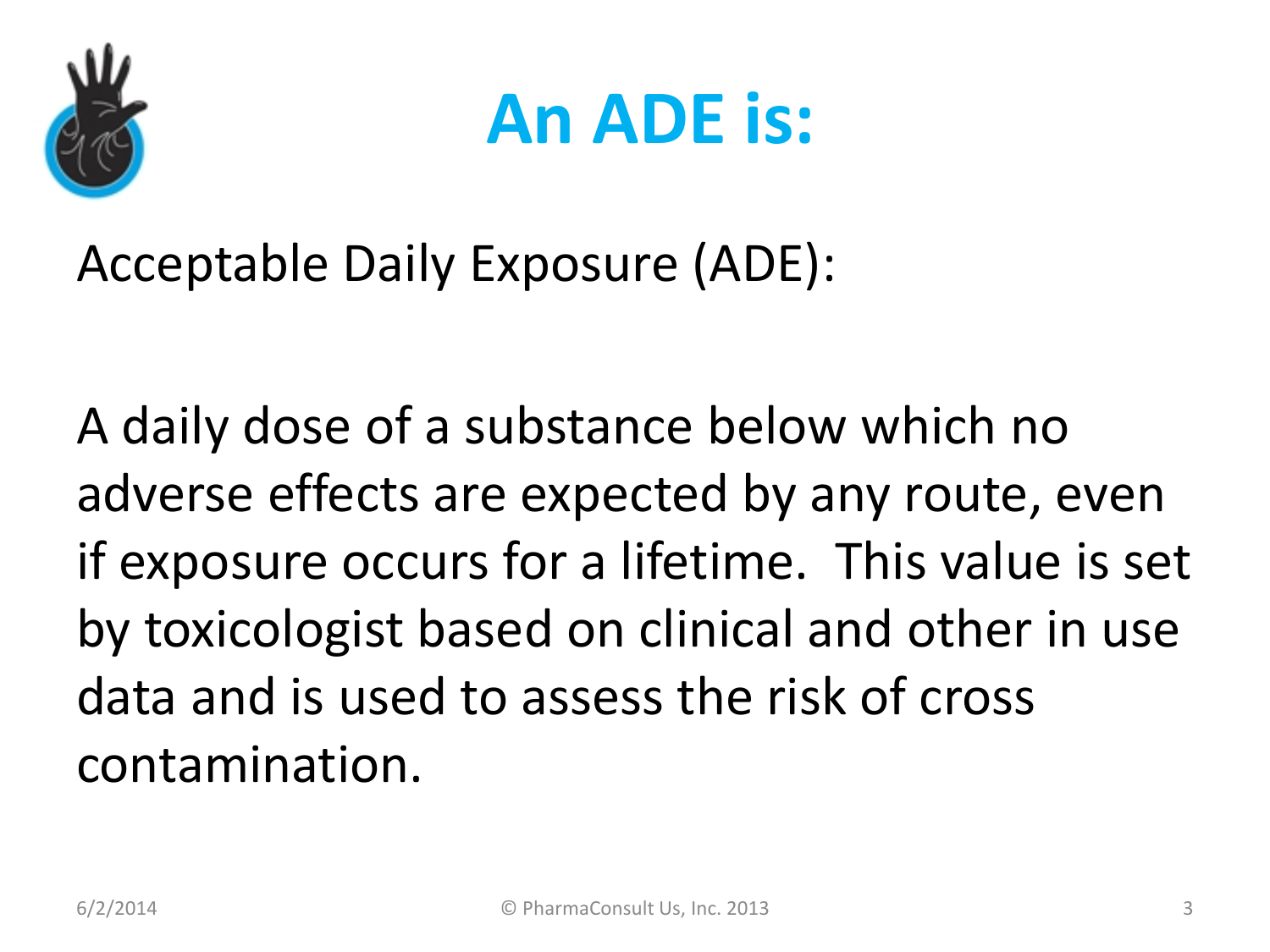# An ADE is:

Acceptable Daily Exposure (ADE):

A daily dose of a substance below which no adverse effects are expected by any route, even if exposure occurs for a lifetime. This value is set by toxicologist based on clinical and other in use data and is used to assess the risk of cross contamination.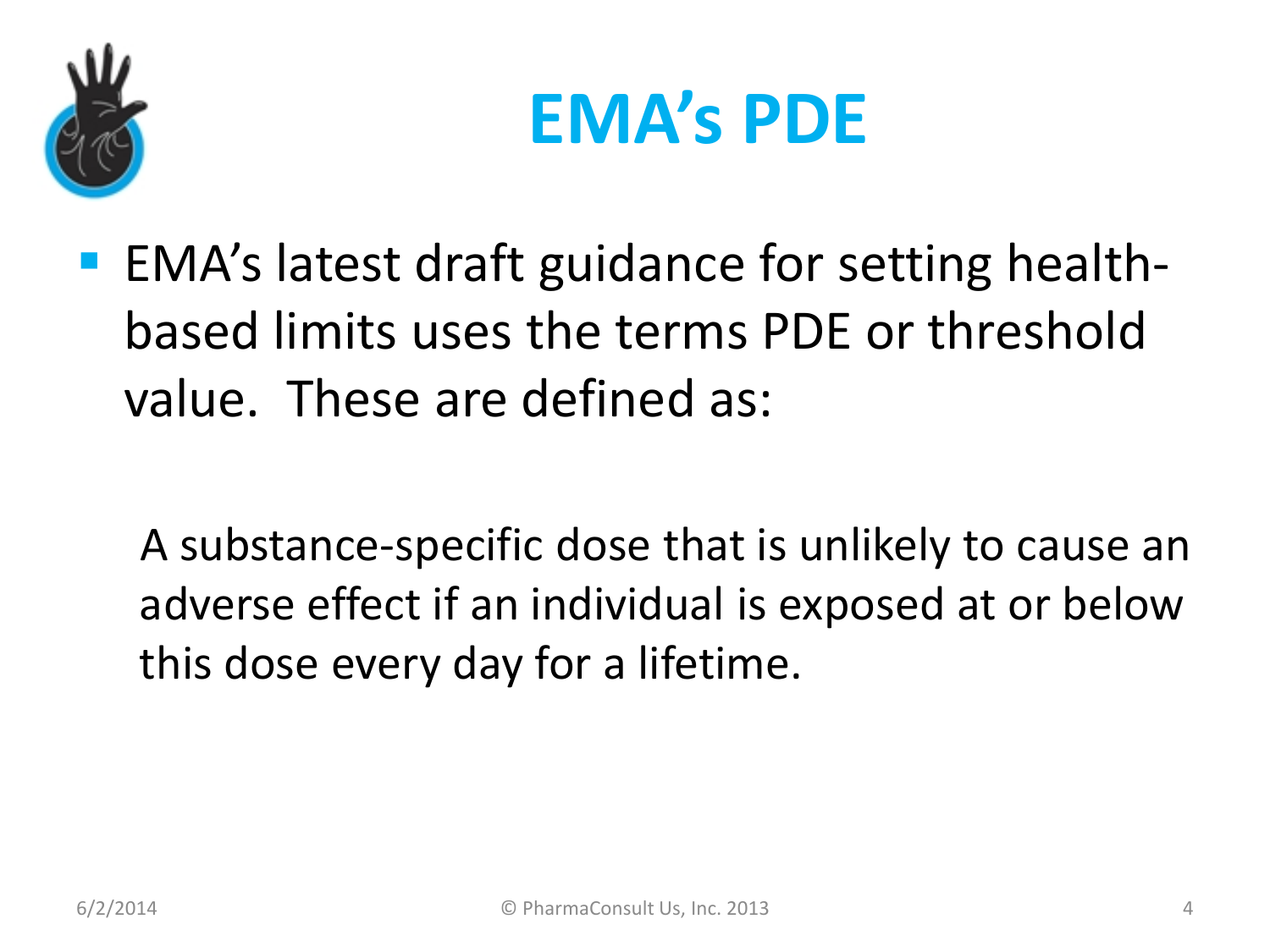# EMA's PDE

- EMA's latest draft guidance for setting health-based limits uses the terms PDE or threshold value. These are defined as:

  A substance-specific dose that is unlikely to cause an adverse effect if an individual is exposed at or below this dose every day for a lifetime.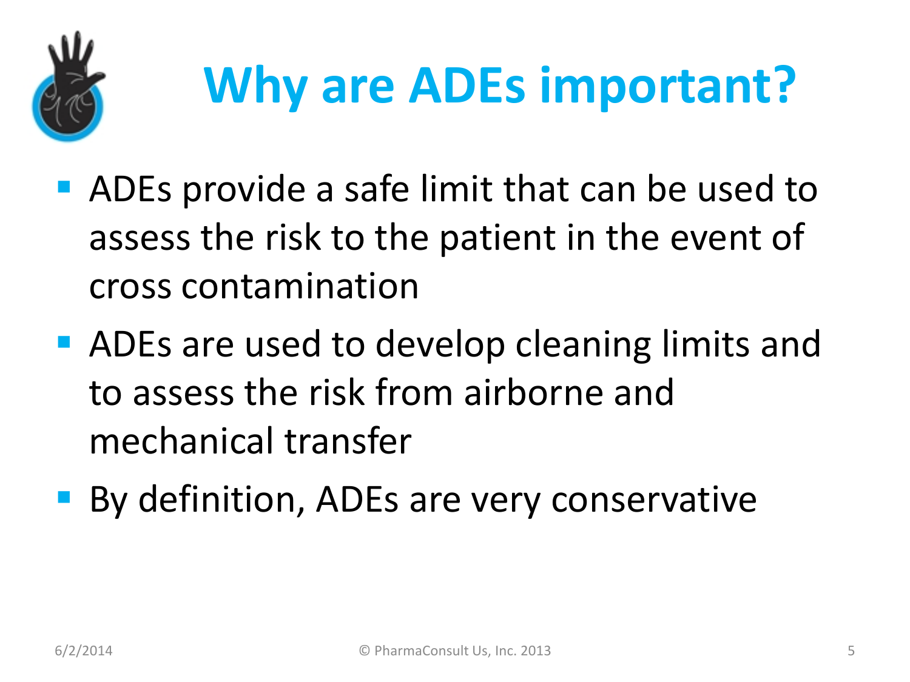# Why are ADEs important?

- ADEs provide a safe limit that can be used to assess the risk to the patient in the event of cross contamination
- ADEs are used to develop cleaning limits and to assess the risk from airborne and mechanical transfer
- By definition, ADEs are very conservative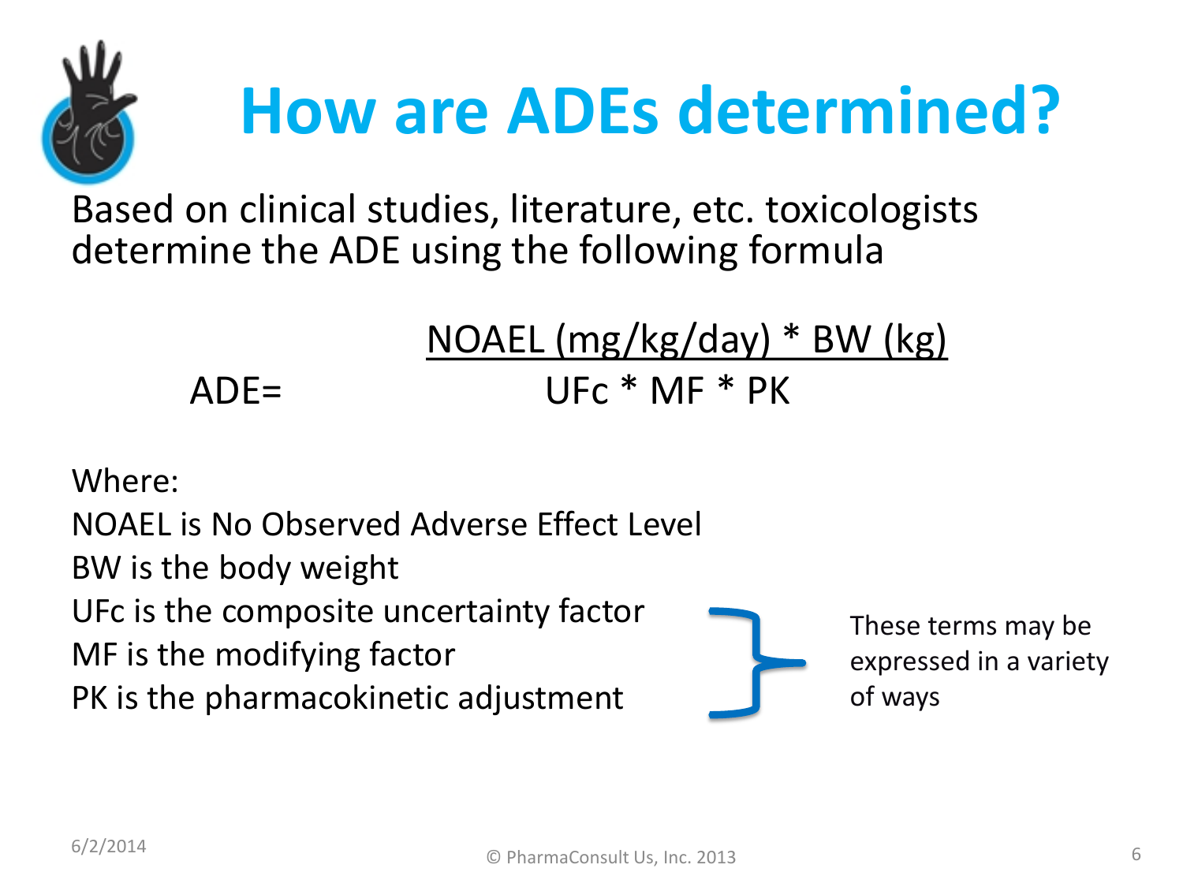# How are ADEs determined?

Based on clinical studies, literature, etc. toxicologists determine the ADE using the following formula

$$ADE = \frac{NOAEL\ (mg/kg/day) * BW\ (kg)}{UFc * MF * PK}$$

Where:

NOAEL is No Observed Adverse Effect Level

BW is the body weight

UFc is the composite uncertainty factor

MF is the modifying factor

PK is the pharmacokinetic adjustment

These terms (UFc, MF, PK) may be expressed in a variety of ways

6/2/2014

© PharmaConsult Us, Inc. 2013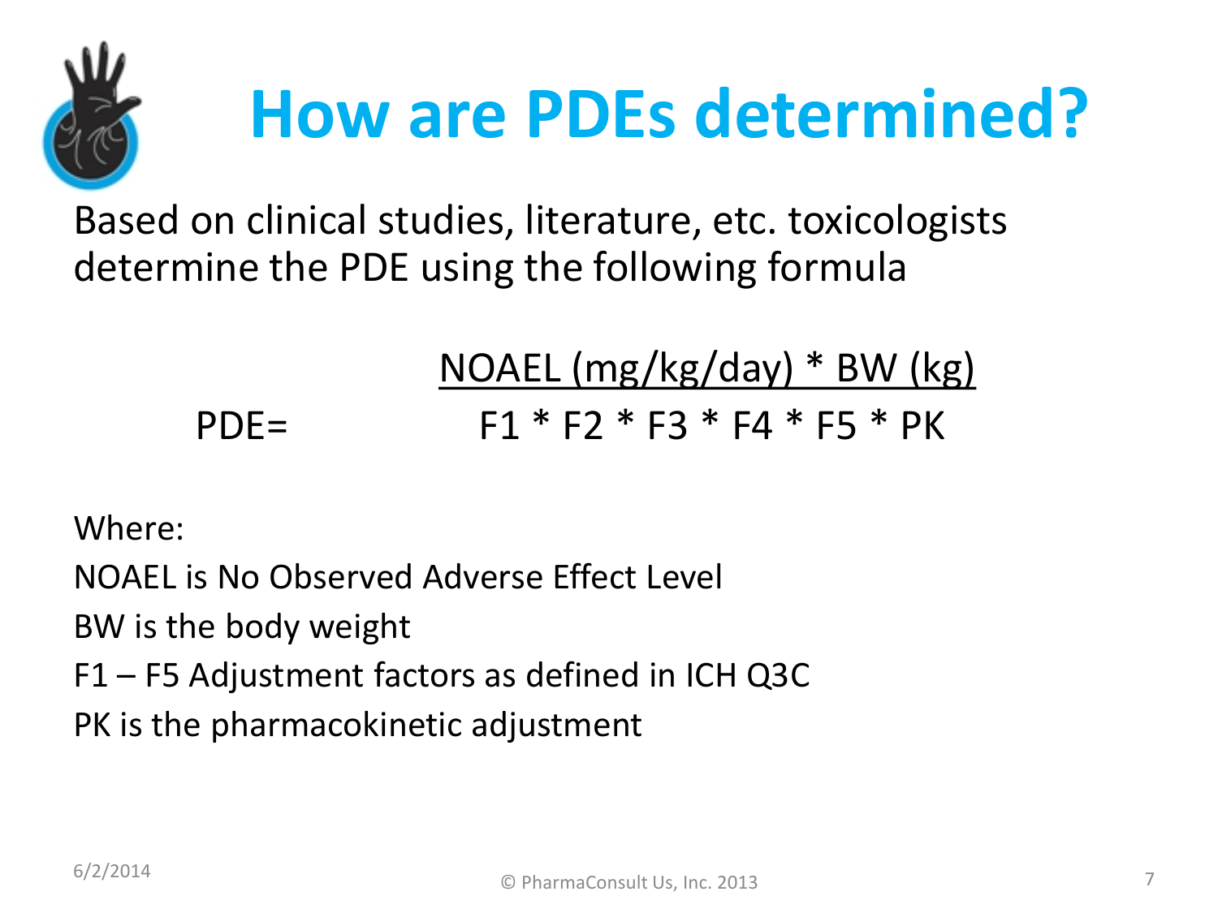# How are PDEs determined?

Based on clinical studies, literature, etc. toxicologists determine the PDE using the following formula

$$PDE = \frac{NOAEL\ (mg/kg/day) * BW\ (kg)}{F1 * F2 * F3 * F4 * F5 * PK}$$

Where:

NOAEL is No Observed Adverse Effect Level

BW is the body weight

F1 – F5 Adjustment factors as defined in ICH Q3C

PK is the pharmacokinetic adjustment

6/2/2014

© PharmaConsult Us, Inc. 2013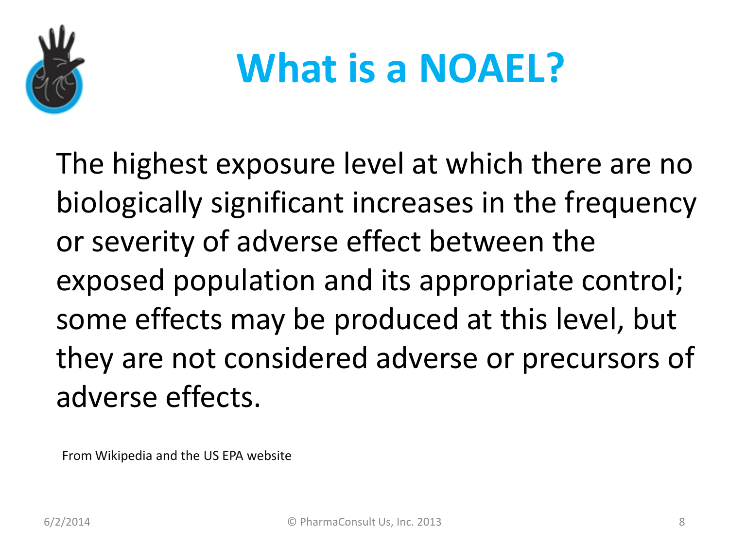# What is a NOAEL?

The highest exposure level at which there are no biologically significant increases in the frequency or severity of adverse effect between the exposed population and its appropriate control; some effects may be produced at this level, but they are not considered adverse or precursors of adverse effects.

From Wikipedia and the US EPA website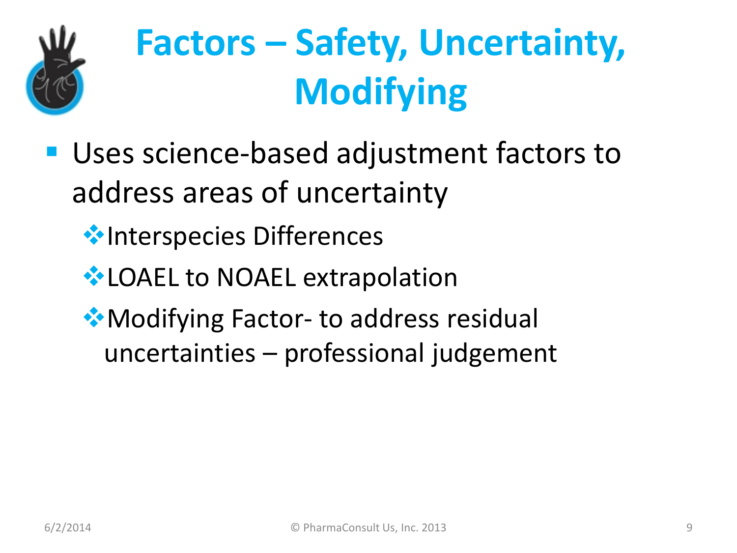# Factors – Safety, Uncertainty, Modifying

- Uses science-based adjustment factors to address areas of uncertainty
  - Interspecies Differences
  - LOAEL to NOAEL extrapolation
  - Modifying Factor- to address residual uncertainties – professional judgement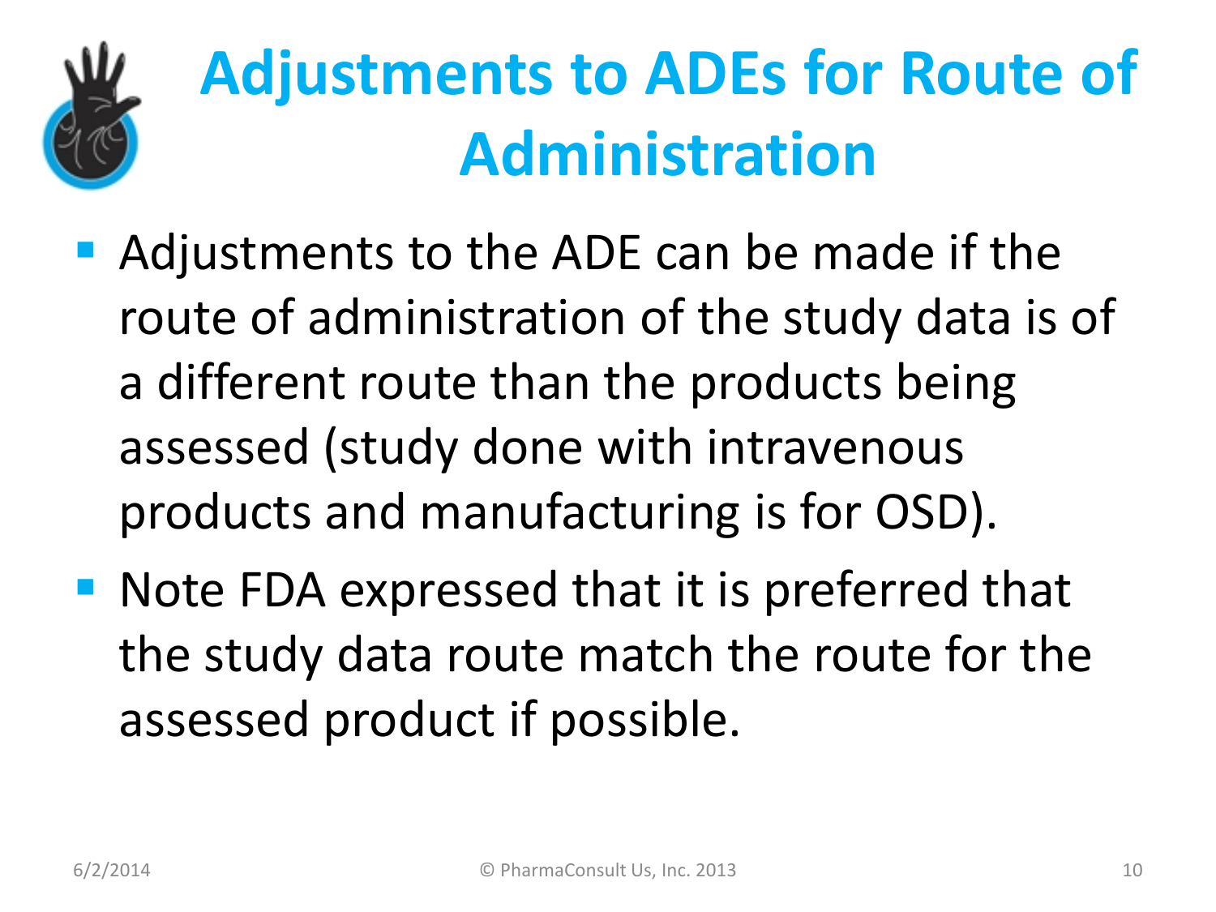# Adjustments to ADEs for Route of Administration

- Adjustments to the ADE can be made if the route of administration of the study data is of a different route than the products being assessed (study done with intravenous products and manufacturing is for OSD).
- Note FDA expressed that it is preferred that the study data route match the route for the assessed product if possible.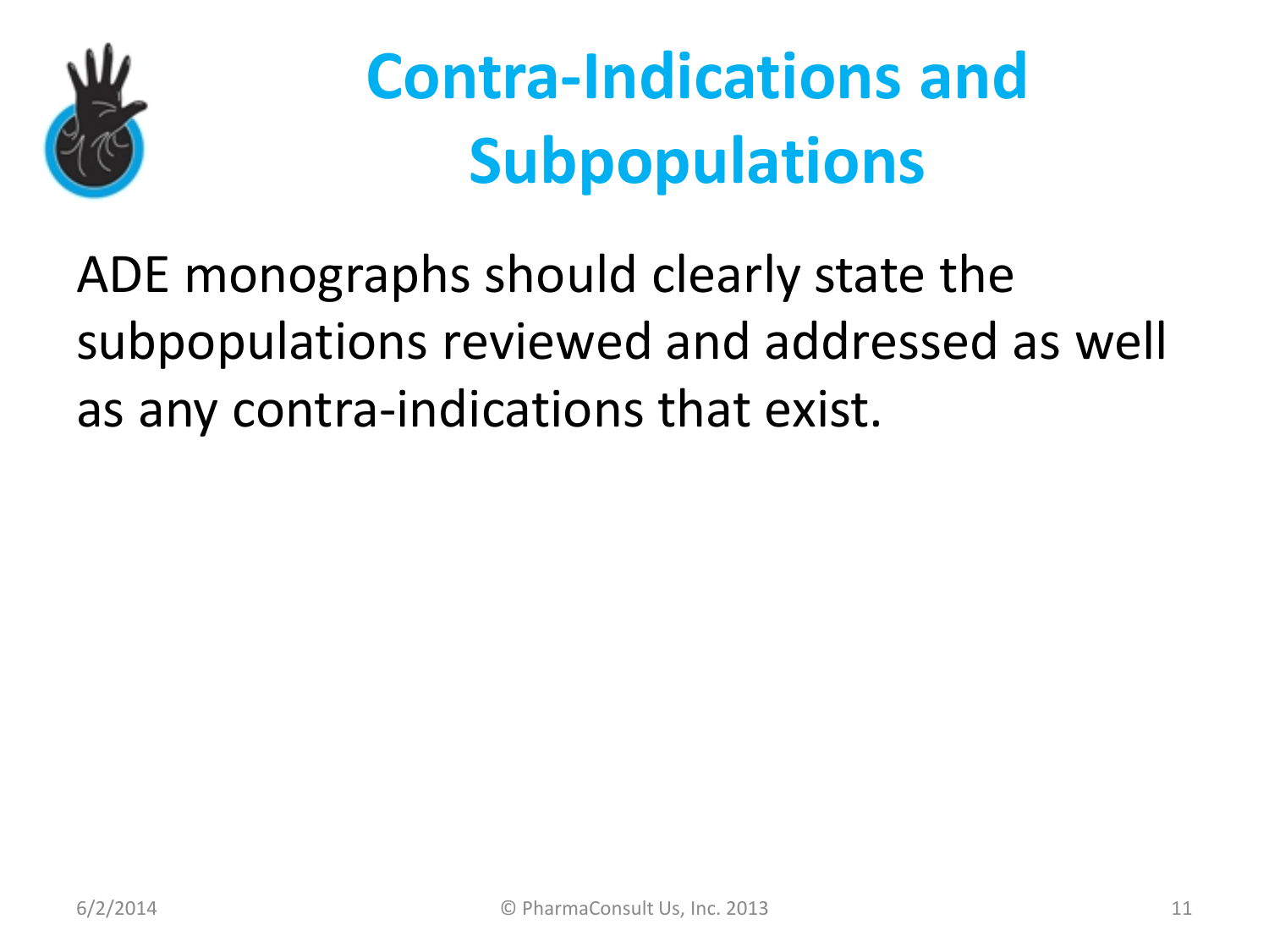# Contra-Indications and Subpopulations

ADE monographs should clearly state the subpopulations reviewed and addressed as well as any contra-indications that exist.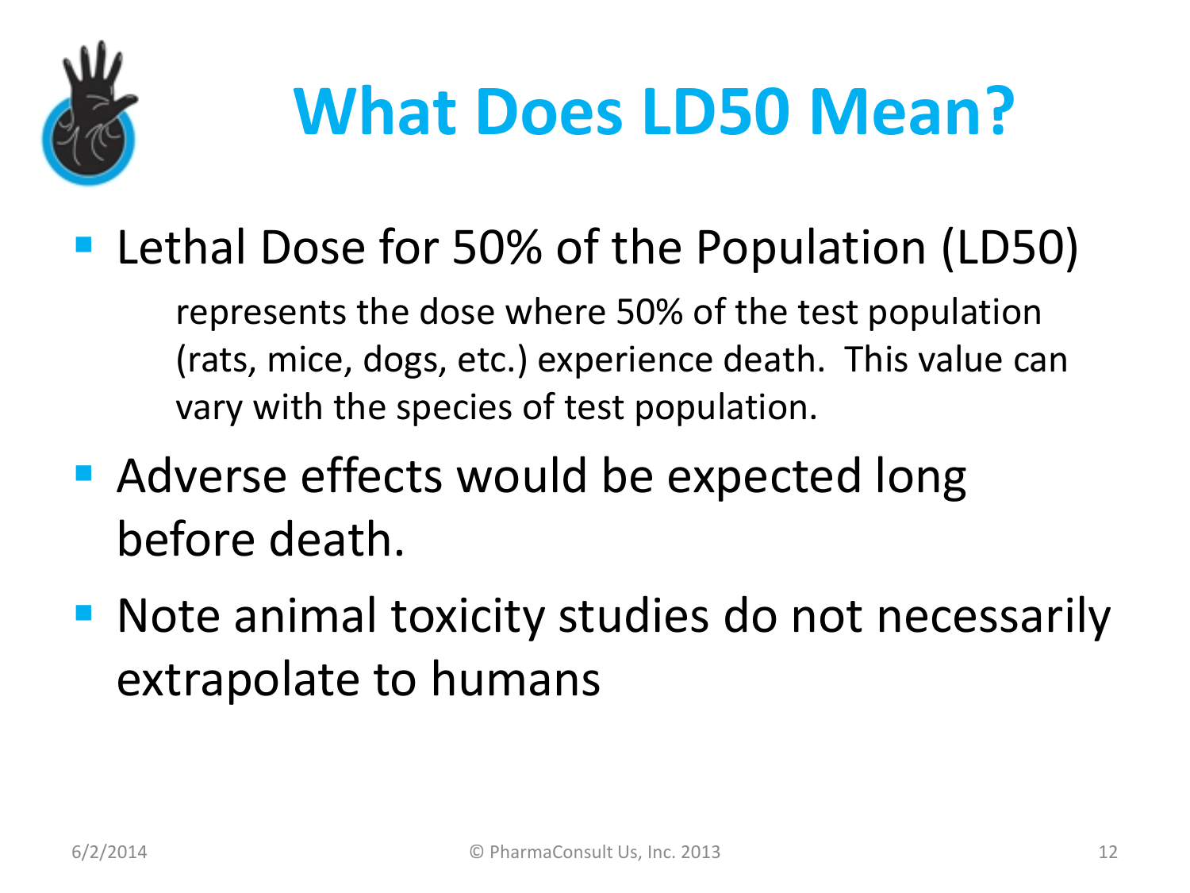# What Does LD50 Mean?

- Lethal Dose for 50% of the Population (LD50)

  represents the dose where 50% of the test population (rats, mice, dogs, etc.) experience death. This value can vary with the species of test population.

- Adverse effects would be expected long before death.
- Note animal toxicity studies do not necessarily extrapolate to humans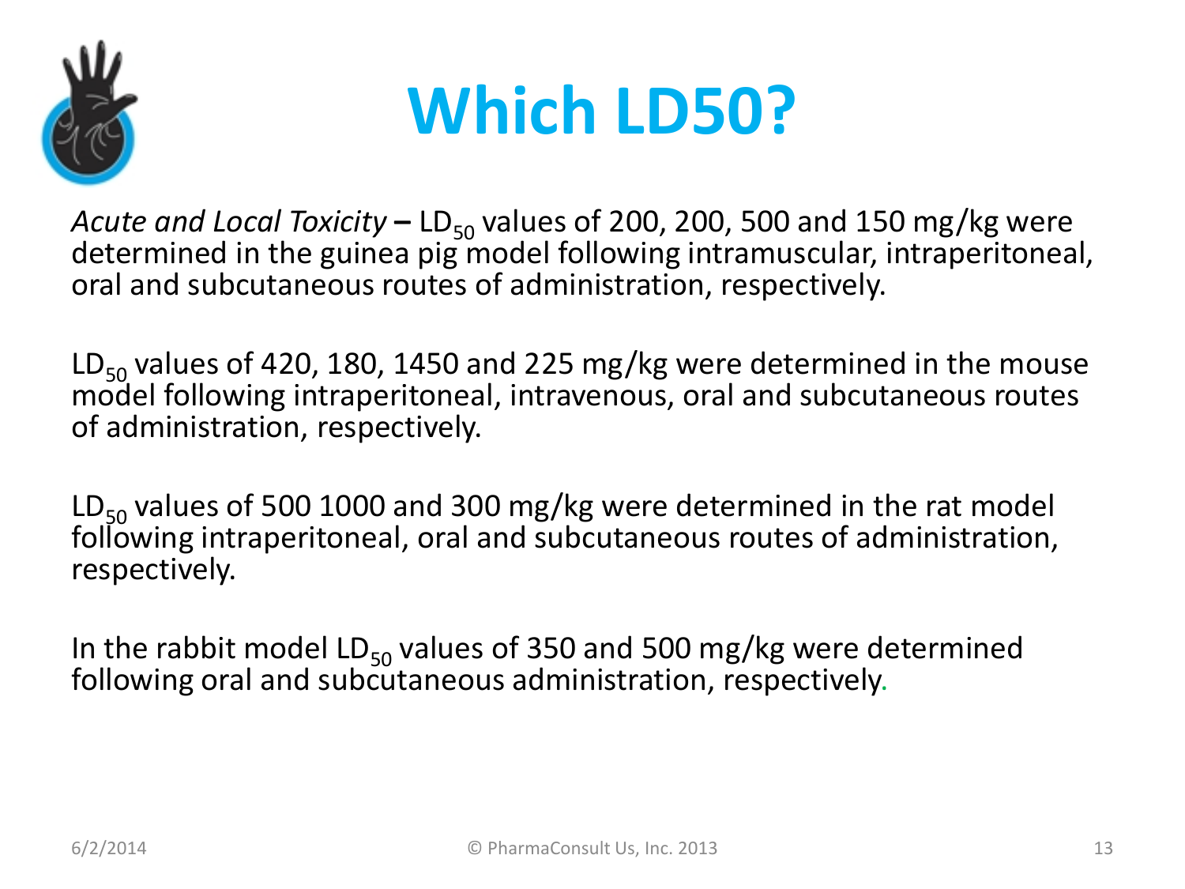# Which LD50?

*Acute and Local Toxicity* **–** $LD_{50}$ values of 200, 200, 500 and 150 mg/kg were determined in the guinea pig model following intramuscular, intraperitoneal, oral and subcutaneous routes of administration, respectively.

$LD_{50}$ values of 420, 180, 1450 and 225 mg/kg were determined in the mouse model following intraperitoneal, intravenous, oral and subcutaneous routes of administration, respectively.

$LD_{50}$ values of 500 1000 and 300 mg/kg were determined in the rat model following intraperitoneal, oral and subcutaneous routes of administration, respectively.

In the rabbit model $LD_{50}$ values of 350 and 500 mg/kg were determined following oral and subcutaneous administration, respectively.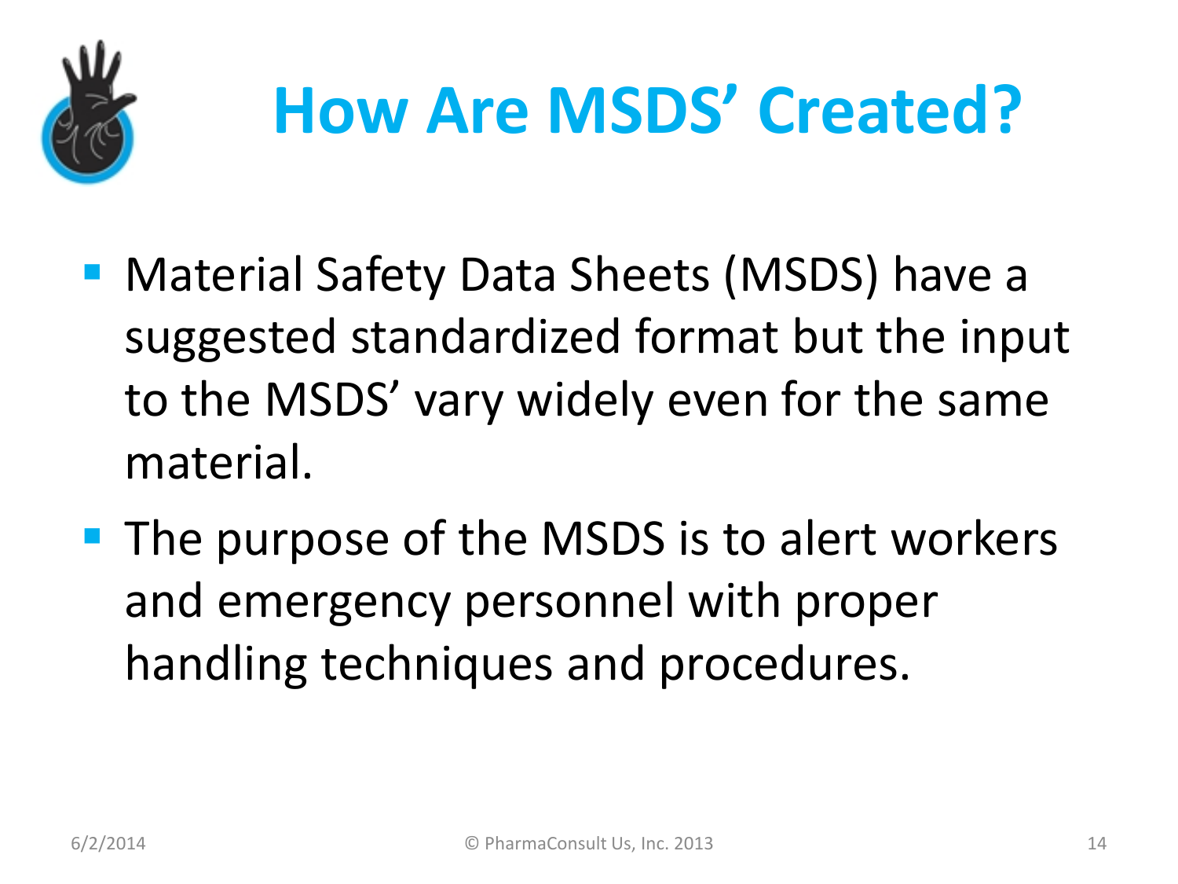# How Are MSDS' Created?

- Material Safety Data Sheets (MSDS) have a suggested standardized format but the input to the MSDS' vary widely even for the same material.
- The purpose of the MSDS is to alert workers and emergency personnel with proper handling techniques and procedures.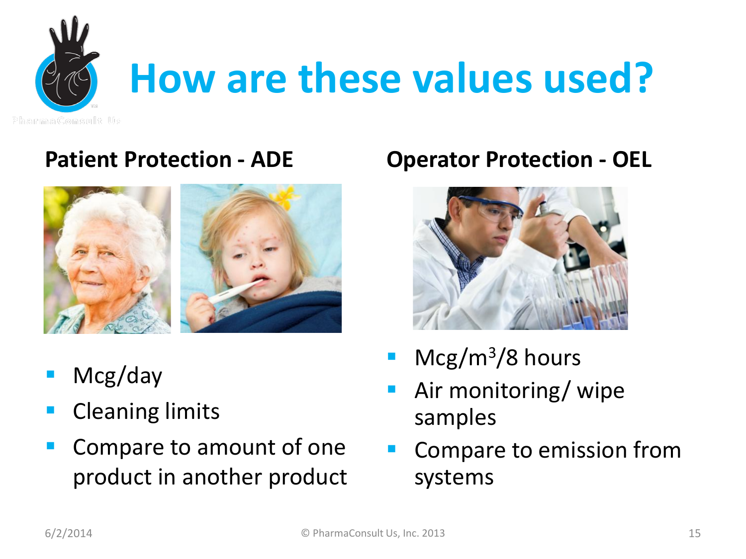# How are these values used?

## Patient Protection - ADE

- Mcg/day
- Cleaning limits
- Compare to amount of one product in another product

## Operator Protection - OEL

- Mcg/$m^3$/8 hours
- Air monitoring/ wipe samples
- Compare to emission from systems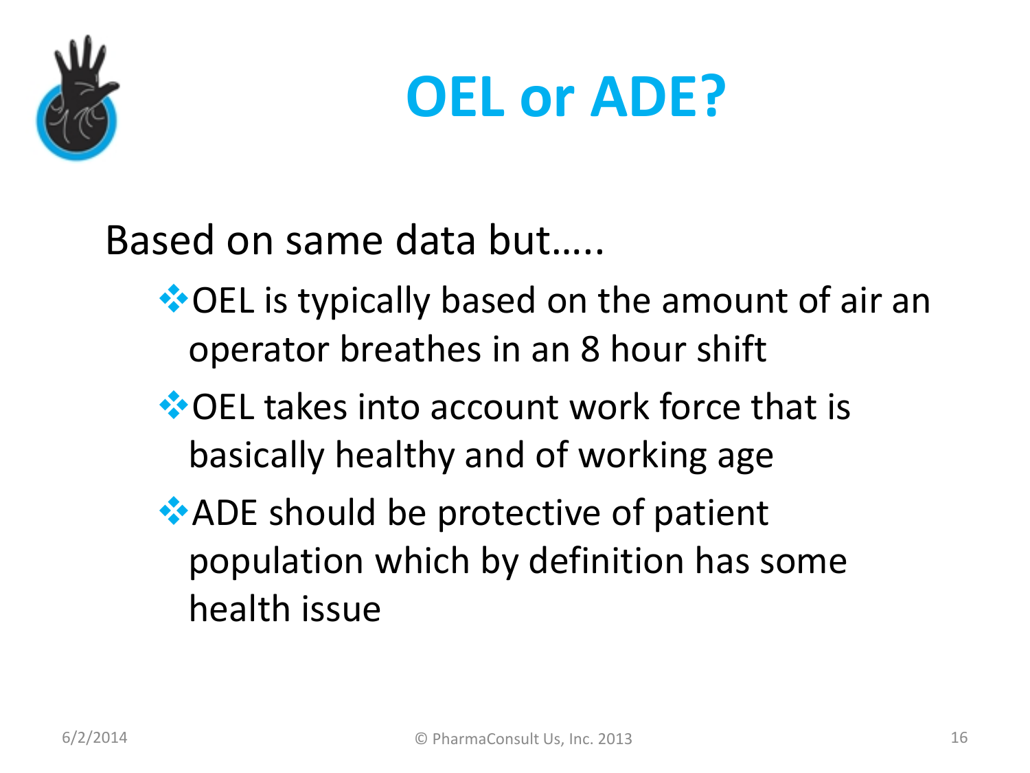# OEL or ADE?

Based on same data but.....

- OEL is typically based on the amount of air an operator breathes in an 8 hour shift
- OEL takes into account work force that is basically healthy and of working age
- ADE should be protective of patient population which by definition has some health issue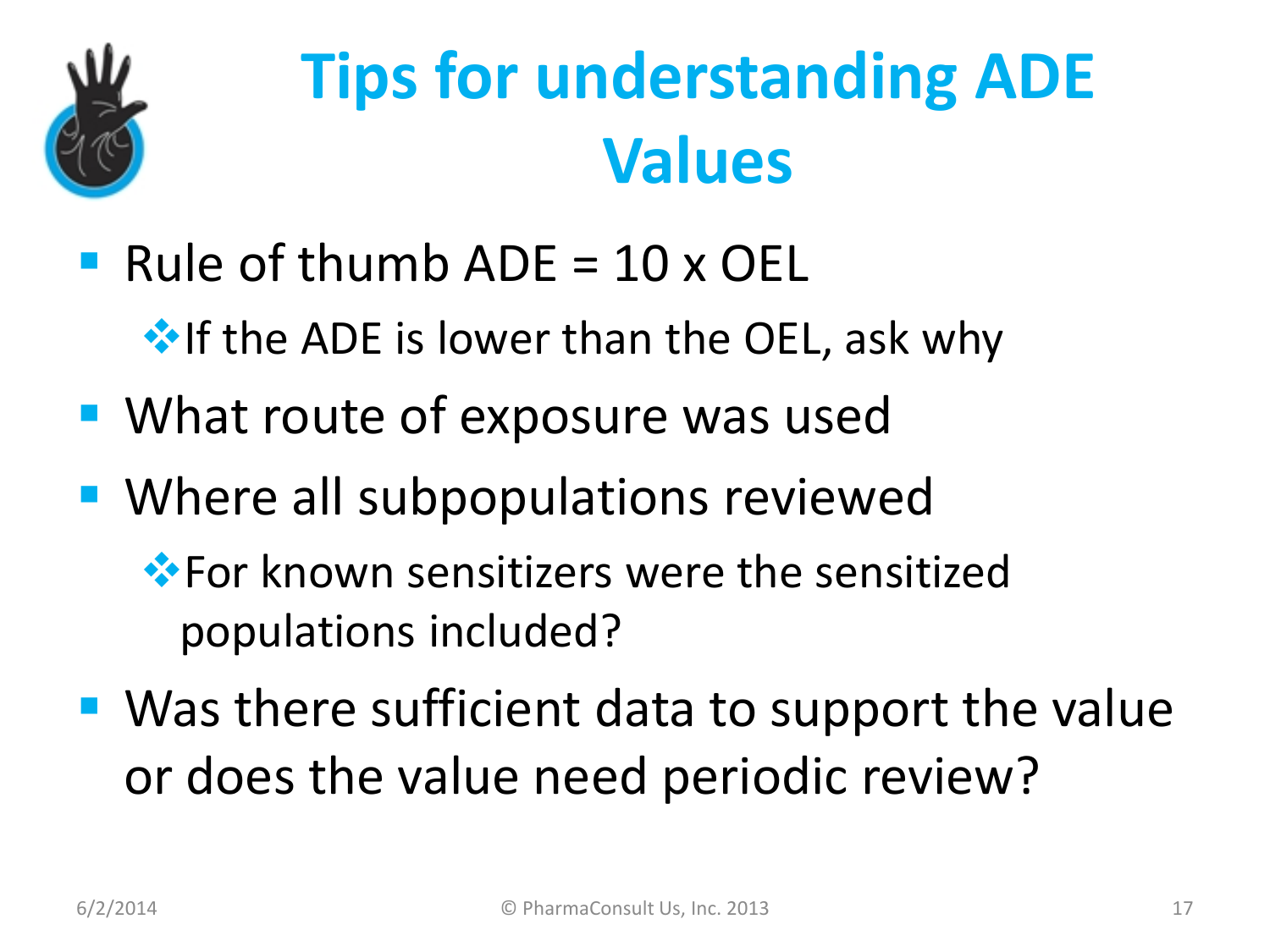# Tips for understanding ADE Values

- Rule of thumb ADE = 10 x OEL
  - If the ADE is lower than the OEL, ask why
- What route of exposure was used
- Where all subpopulations reviewed
  - For known sensitizers were the sensitized populations included?
- Was there sufficient data to support the value or does the value need periodic review?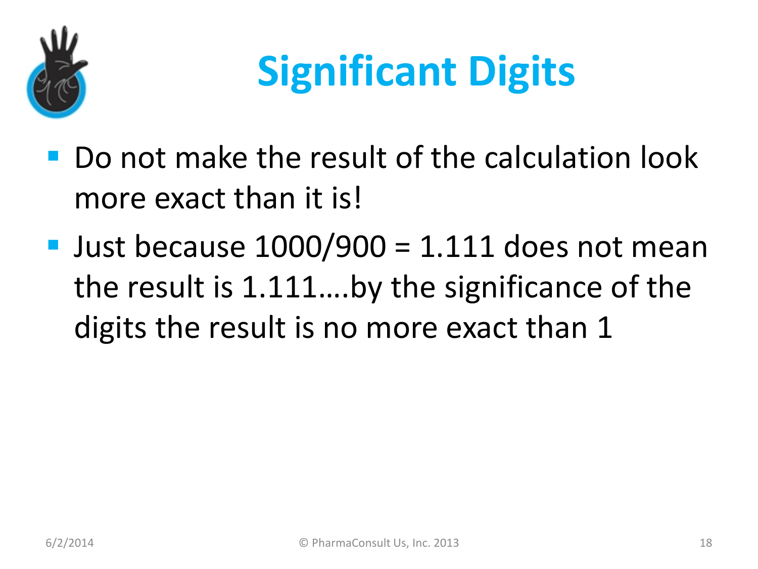# Significant Digits

- Do not make the result of the calculation look more exact than it is!
- Just because 1000/900 = 1.111 does not mean the result is 1.111….by the significance of the digits the result is no more exact than 1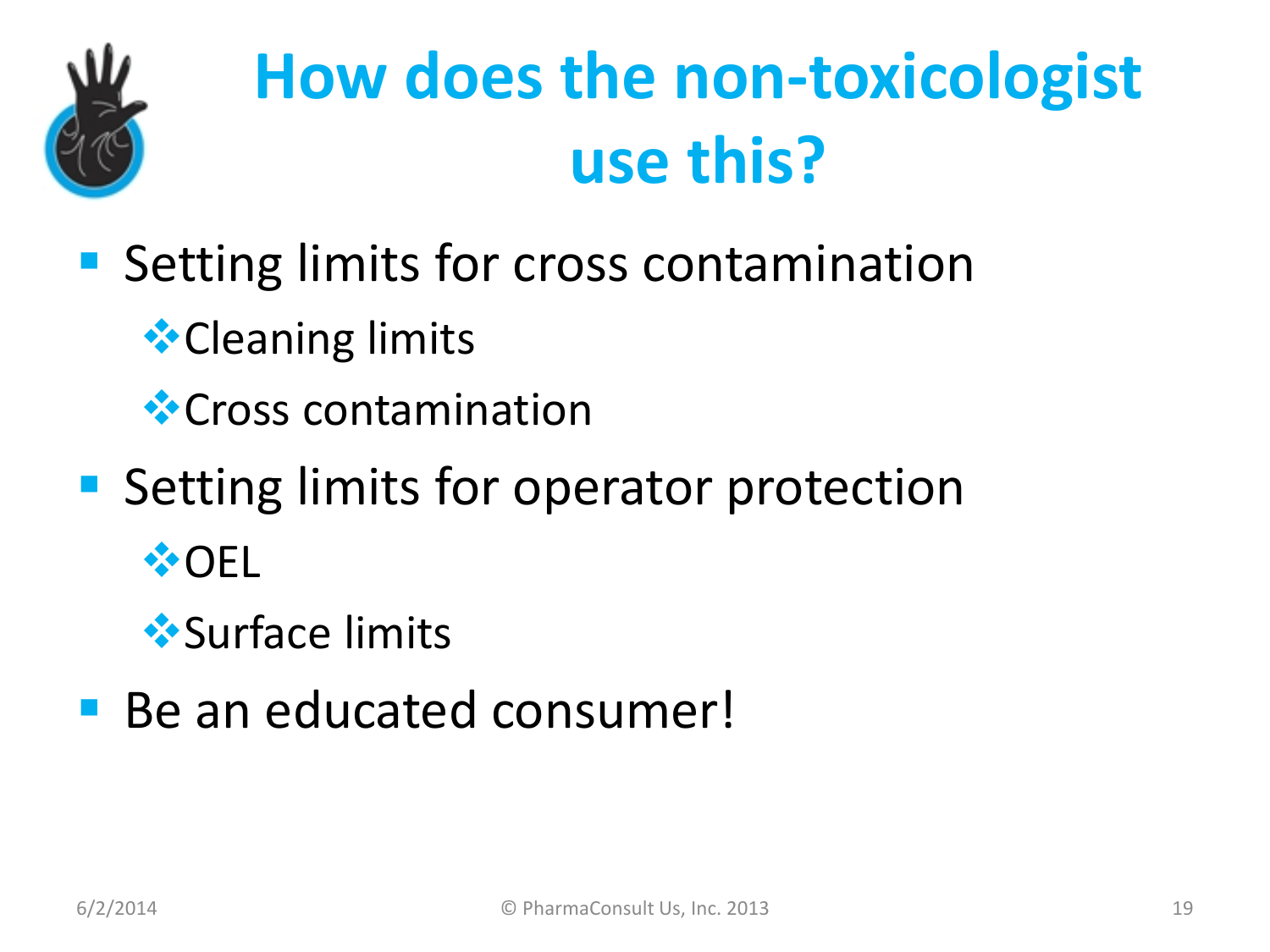# How does the non-toxicologist use this?

- Setting limits for cross contamination
  - Cleaning limits
  - Cross contamination
- Setting limits for operator protection
  - OEL
  - Surface limits
- Be an educated consumer!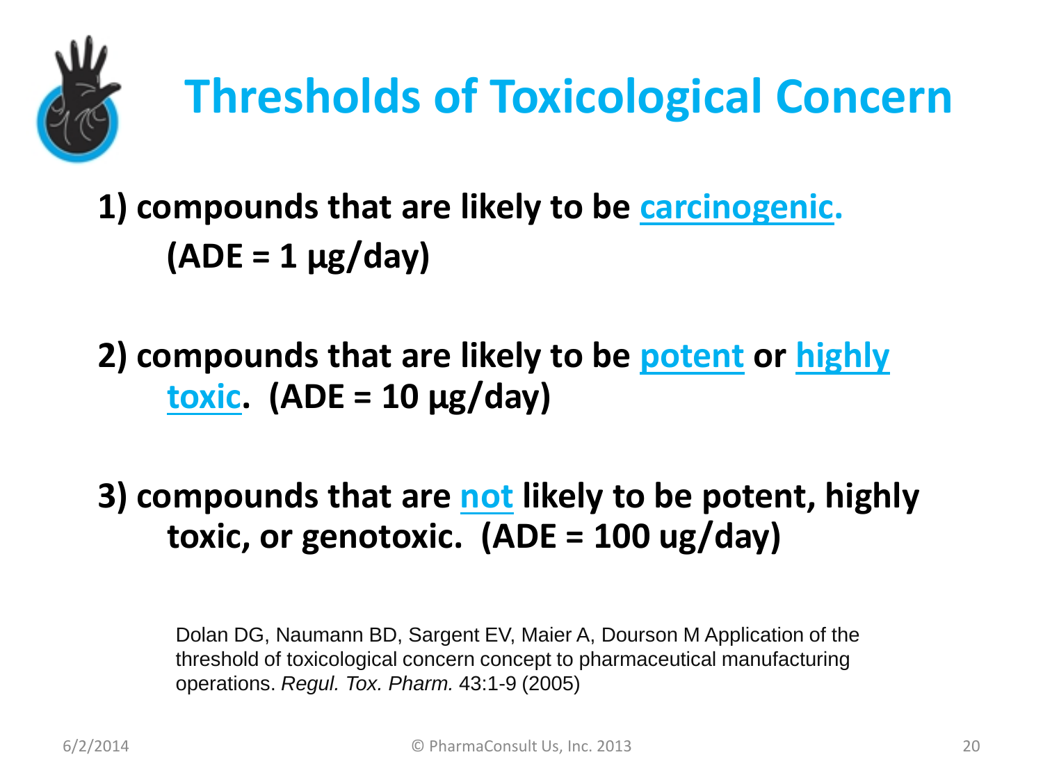# Thresholds of Toxicological Concern

1) **compounds that are likely to be carcinogenic. (ADE = 1 µg/day)**

2) **compounds that are likely to be potent or highly toxic. (ADE = 10 µg/day)**

3) **compounds that are not likely to be potent, highly toxic, or genotoxic. (ADE = 100 ug/day)**

Dolan DG, Naumann BD, Sargent EV, Maier A, Dourson M Application of the threshold of toxicological concern concept to pharmaceutical manufacturing operations. *Regul. Tox. Pharm.* 43:1-9 (2005)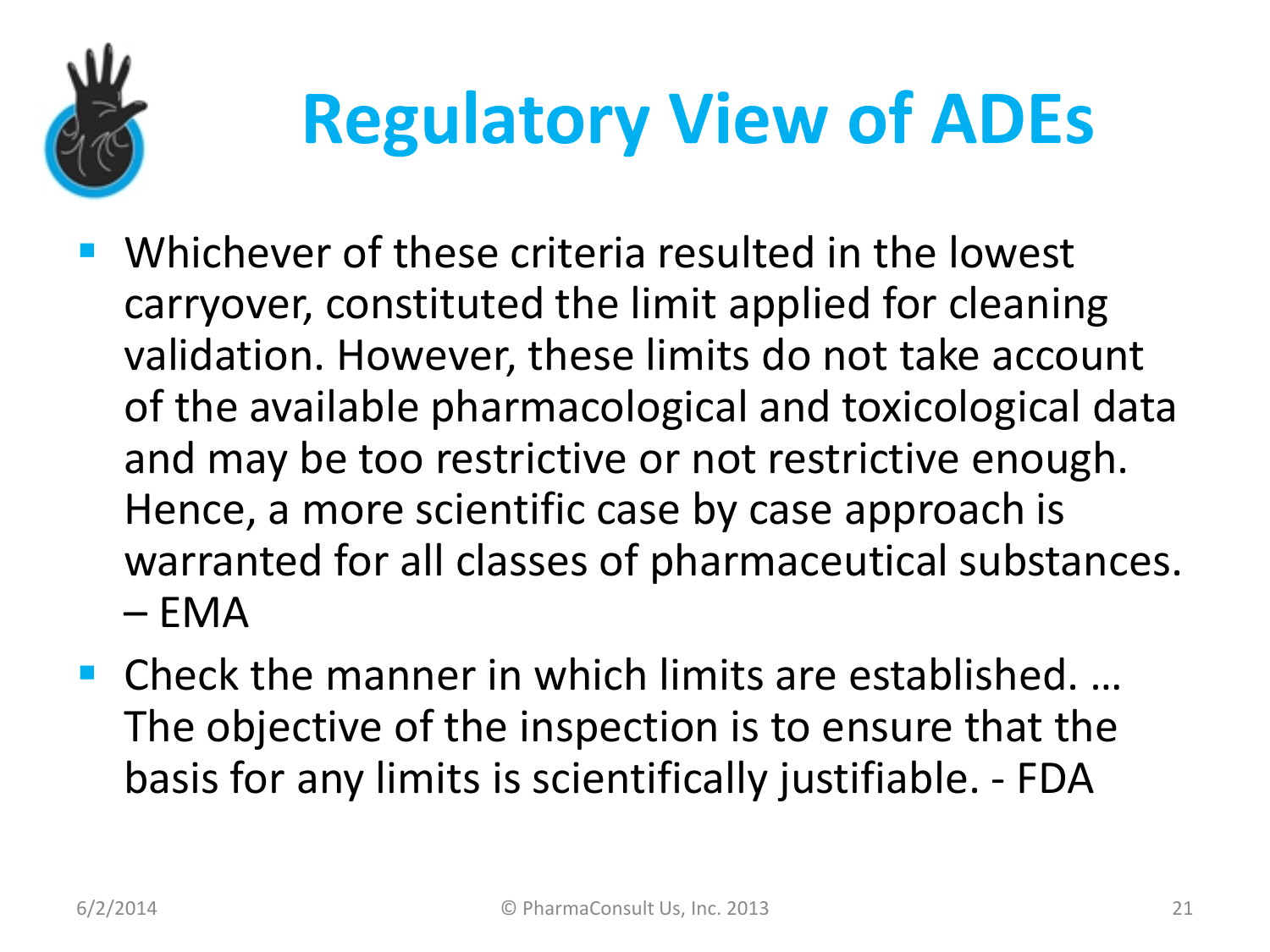# Regulatory View of ADEs

- Whichever of these criteria resulted in the lowest carryover, constituted the limit applied for cleaning validation. However, these limits do not take account of the available pharmacological and toxicological data and may be too restrictive or not restrictive enough. Hence, a more scientific case by case approach is warranted for all classes of pharmaceutical substances. – EMA
- Check the manner in which limits are established. … The objective of the inspection is to ensure that the basis for any limits is scientifically justifiable. - FDA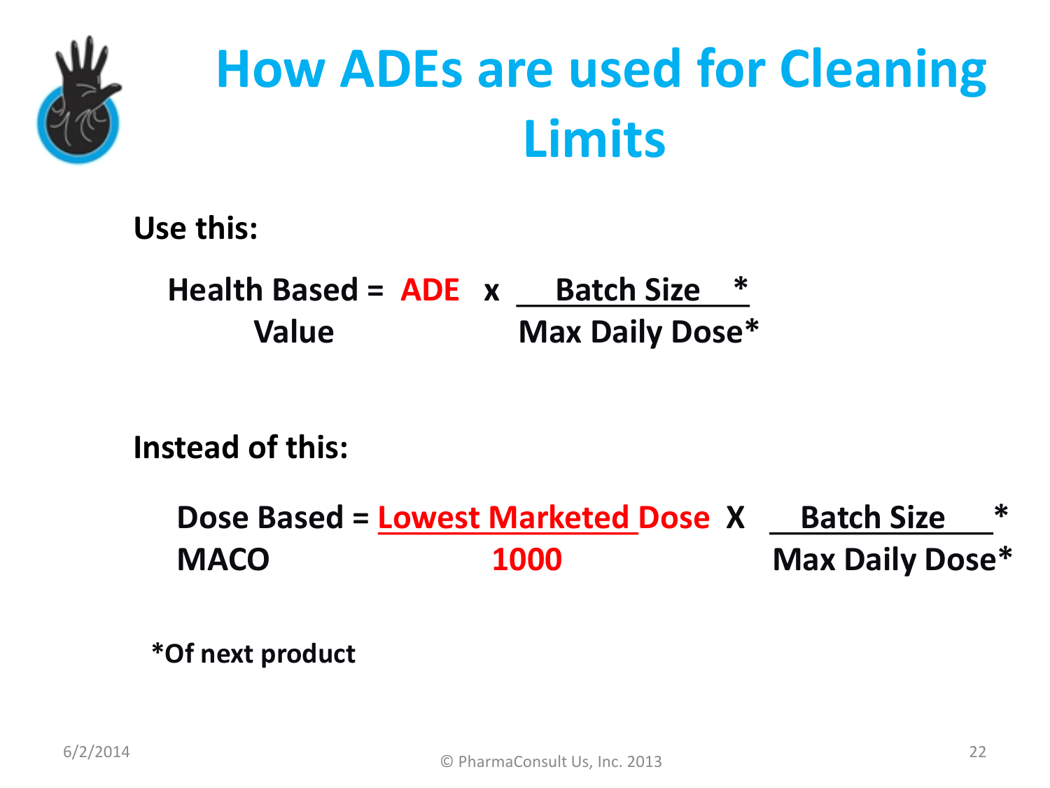# How ADEs are used for Cleaning Limits

**Use this:**

$$\text{Health Based Value} = \text{ADE} \times \frac{\text{Batch Size}^{*}}{\text{Max Daily Dose}^{*}}$$

**Instead of this:**

$$\text{Dose Based MACO} = \frac{\text{Lowest Marketed Dose}}{1000} \times \frac{\text{Batch Size}^{*}}{\text{Max Daily Dose}^{*}}$$

***Of next product**

© PharmaConsult Us, Inc. 2013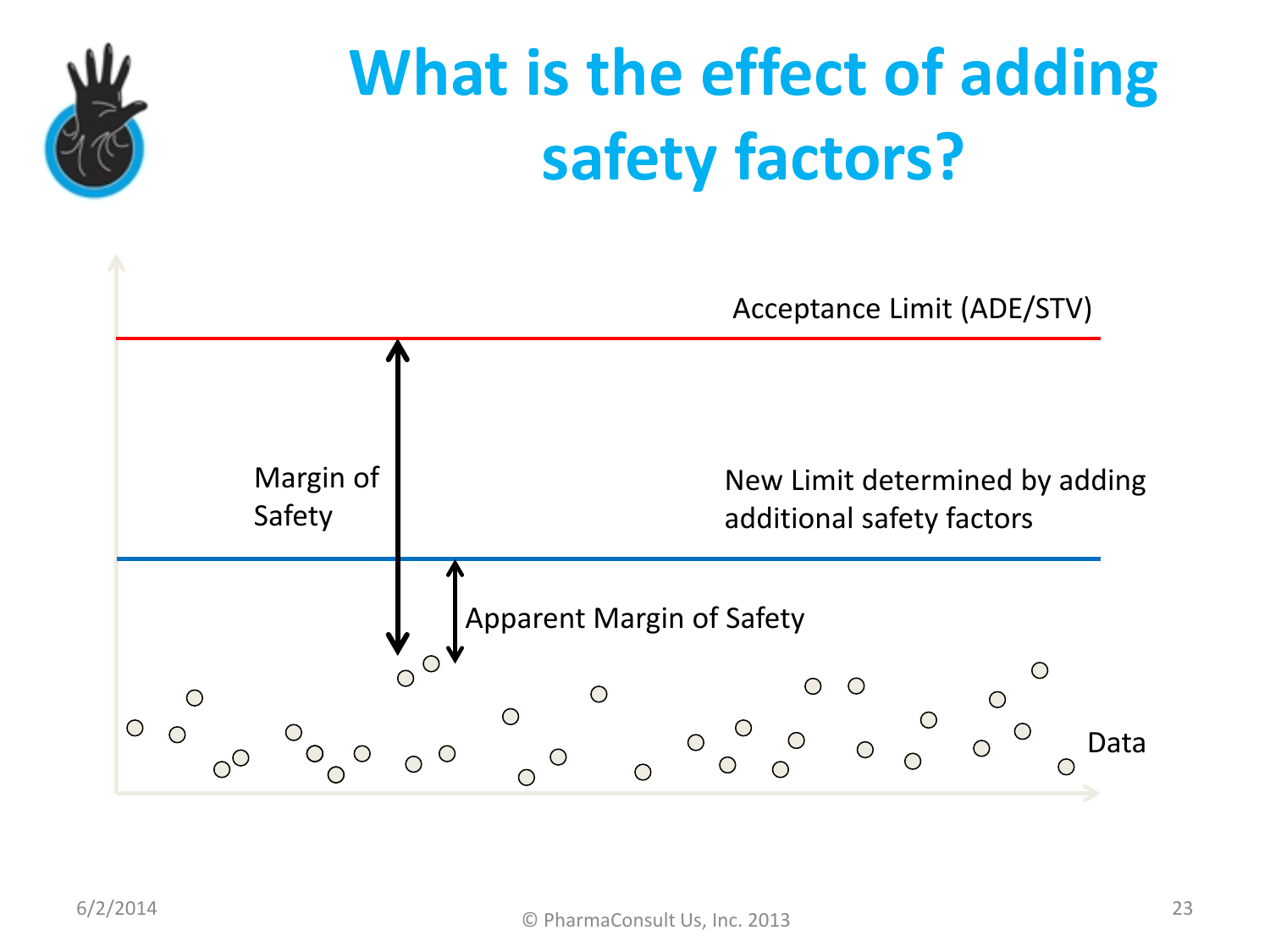# What is the effect of adding safety factors?

Acceptance Limit (ADE/STV)

Margin of Safety

New Limit determined by adding additional safety factors

Apparent Margin of Safety

Data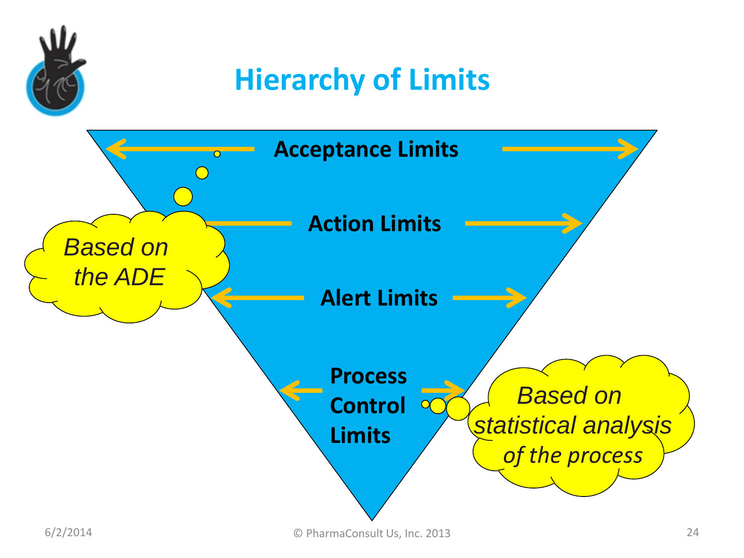# Hierarchy of Limits

**Acceptance Limits**

**Action Limits**

**Alert Limits**

**Process Control Limits**

*Based on the ADE*

*Based on statistical analysis of the process*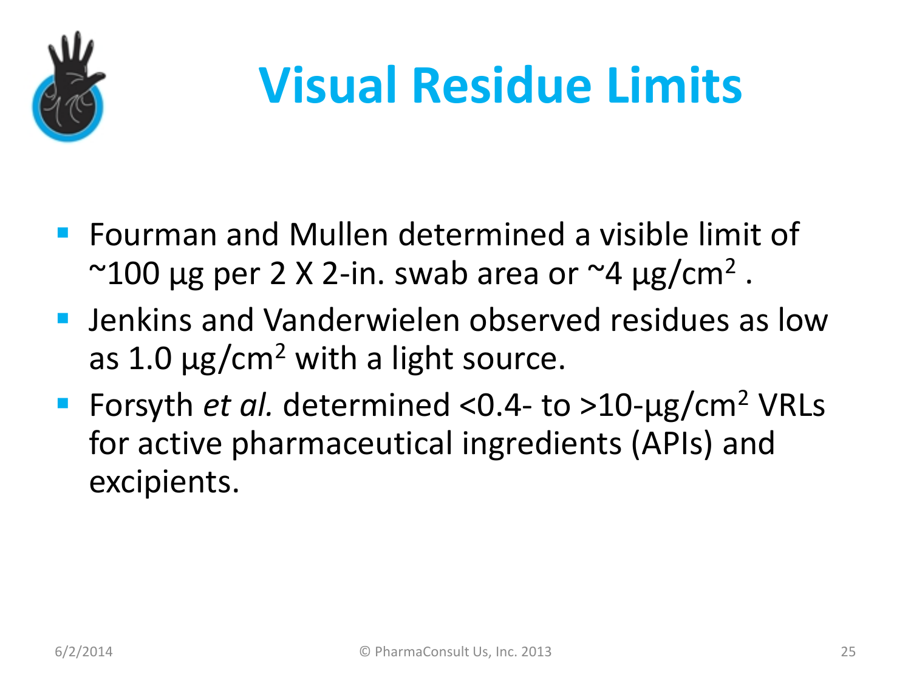# Visual Residue Limits

- Fourman and Mullen determined a visible limit of ~100 µg per 2 X 2-in. swab area or ~4 $\mu g/cm^2$ .
- Jenkins and Vanderwielen observed residues as low as 1.0 $\mu g/cm^2$ with a light source.
- Forsyth *et al.* determined <0.4- to >10-$\mu g/cm^2$ VRLs for active pharmaceutical ingredients (APIs) and excipients.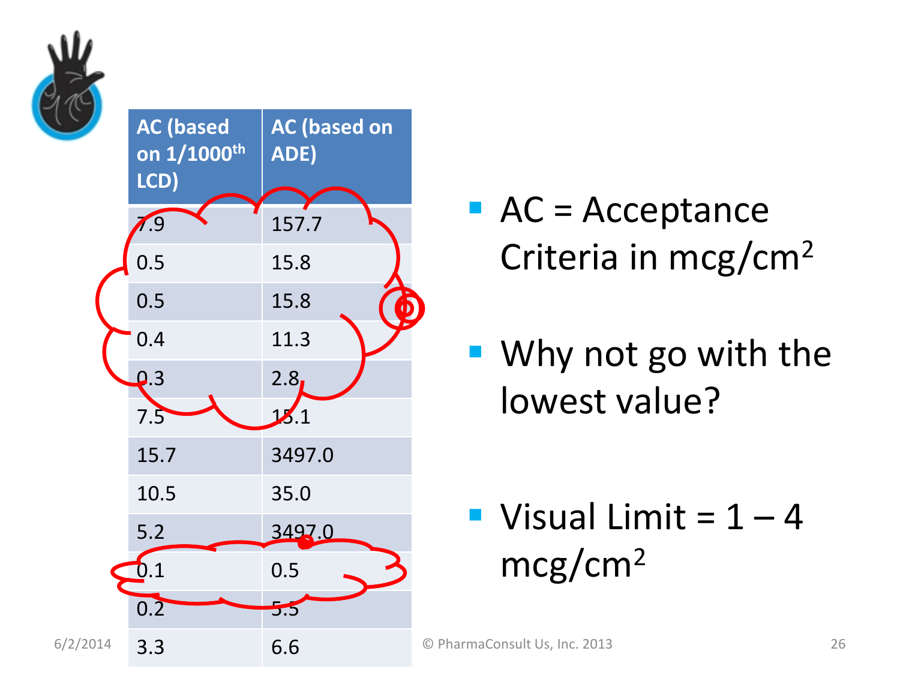| AC (based on 1/1000th LCD) | AC (based on ADE) |
|---|---|
| 7.9 | 157.7 |
| 0.5 | 15.8 |
| 0.5 | 15.8 |
| 0.4 | 11.3 |
| 0.3 | 2.8 |
| 7.5 | 15.1 |
| 15.7 | 3497.0 |
| 10.5 | 35.0 |
| 5.2 | 3497.0 |
| 0.1 | 0.5 |
| 0.2 | 5.5 |
| 3.3 | 6.6 |

- AC = Acceptance Criteria in mcg/cm$^2$
- Why not go with the lowest value?
- Visual Limit = 1 – 4 mcg/cm$^2$

6/2/2014

© PharmaConsult Us, Inc. 2013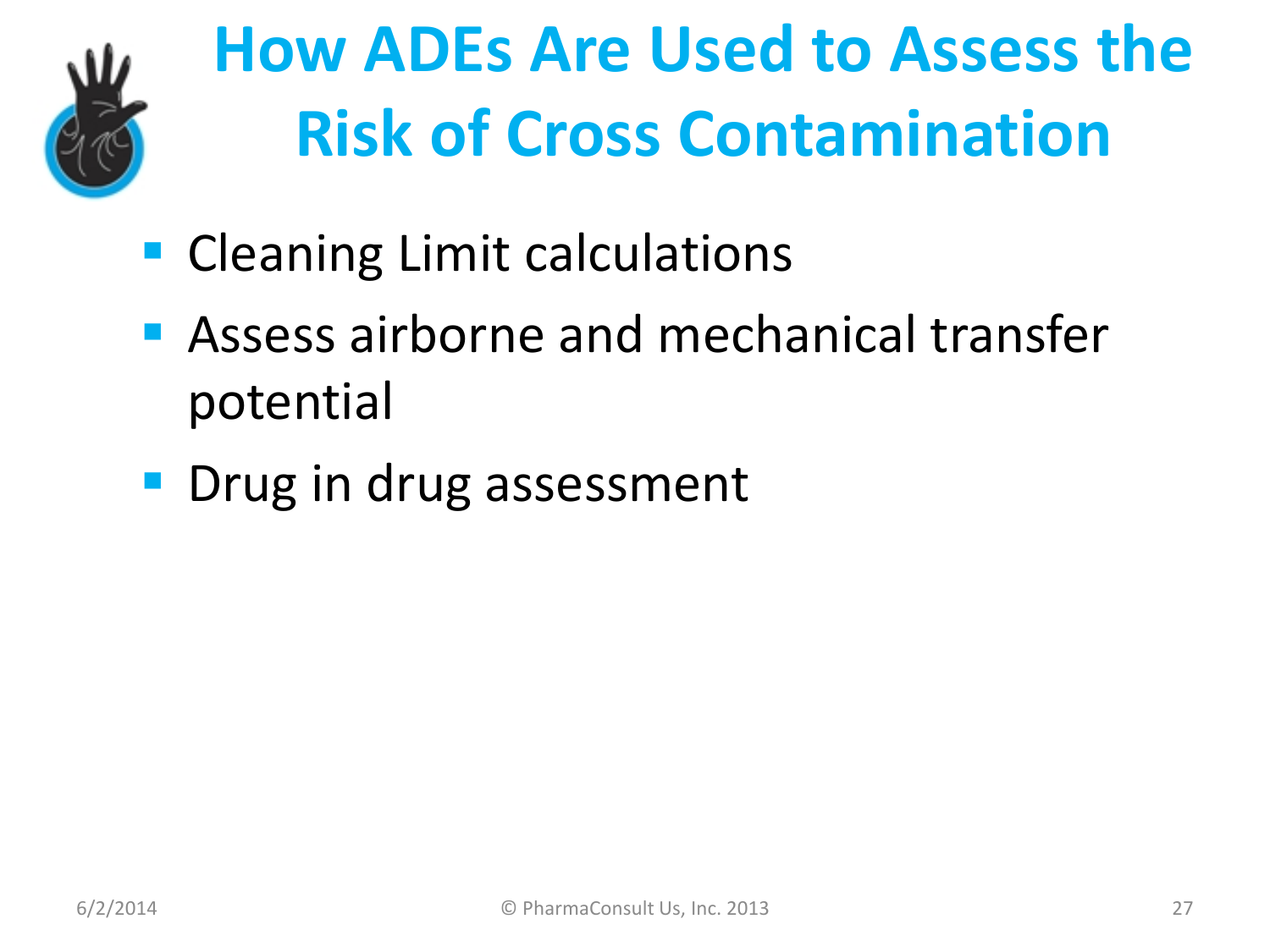# How ADEs Are Used to Assess the Risk of Cross Contamination

- Cleaning Limit calculations
- Assess airborne and mechanical transfer potential
- Drug in drug assessment